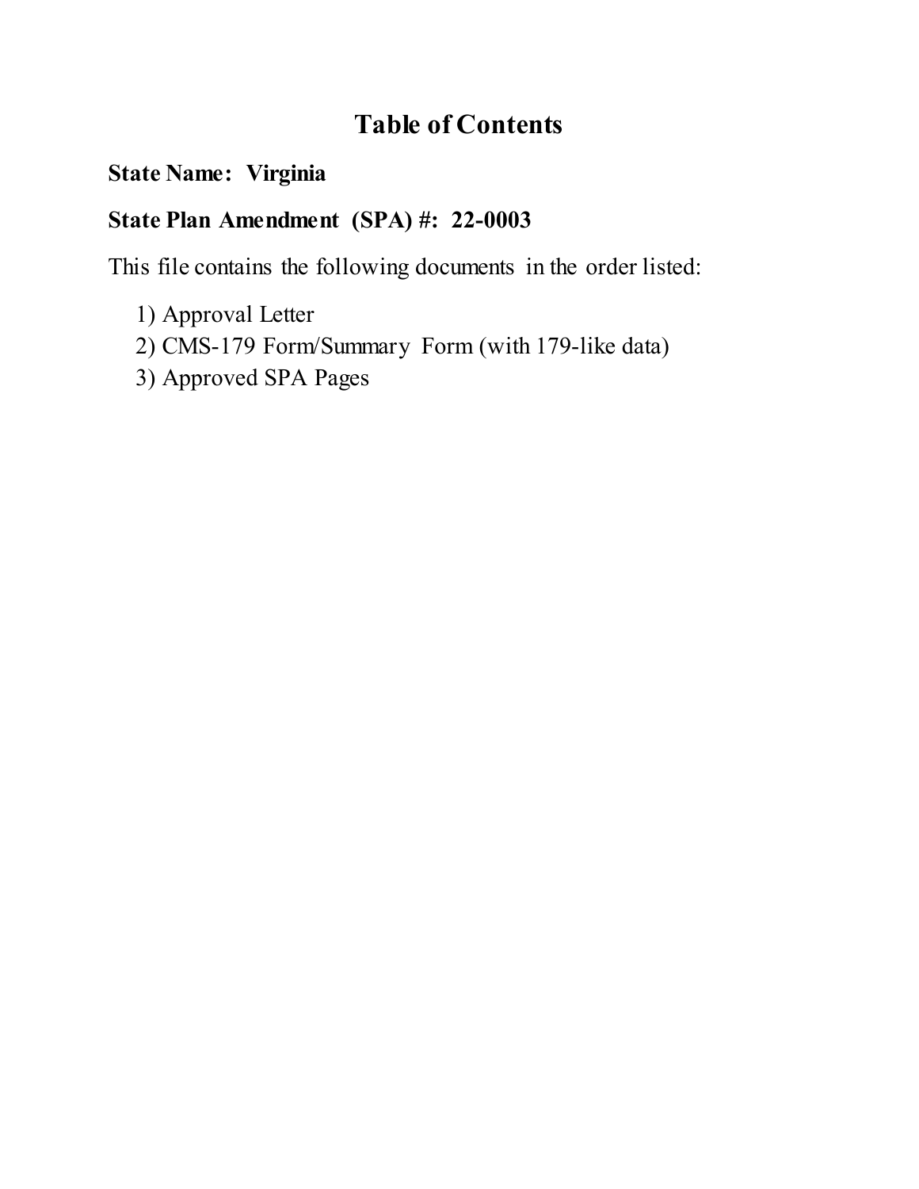# Table of Contents

**State Name: Virginia**

**State Plan Amendment (SPA) #: 22-0003**

This file contains the following documents in the order listed:

1) Approval Letter
2) CMS-179 Form/Summary Form (with 179-like data)
3) Approved SPA Pages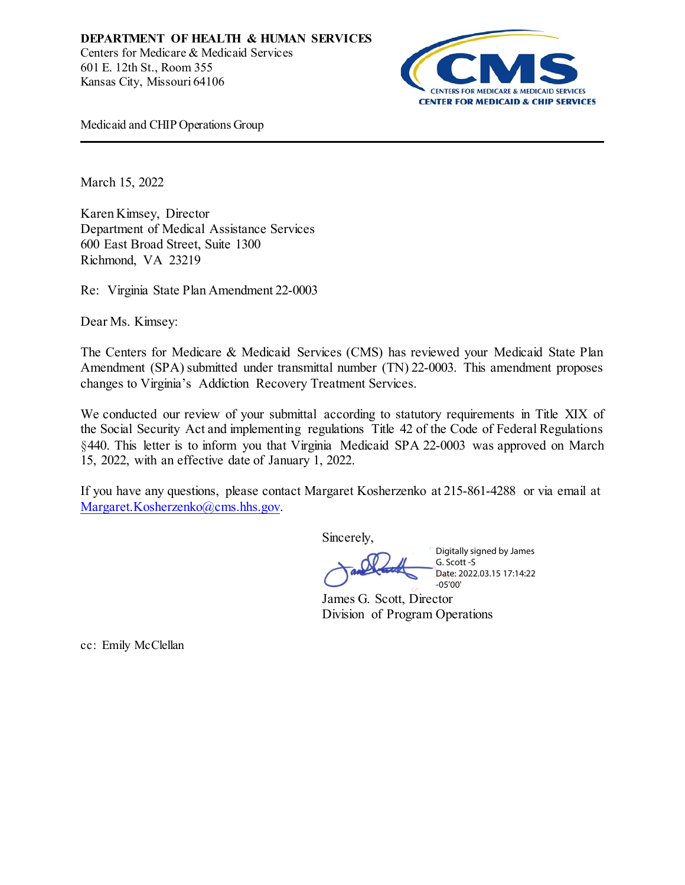**DEPARTMENT OF HEALTH & HUMAN SERVICES**
Centers for Medicare & Medicaid Services
601 E. 12th St., Room 355
Kansas City, Missouri 64106

CMS
CENTERS FOR MEDICARE & MEDICAID SERVICES
CENTER FOR MEDICAID & CHIP SERVICES

Medicaid and CHIP Operations Group

---

March 15, 2022

Karen Kimsey, Director
Department of Medical Assistance Services
600 East Broad Street, Suite 1300
Richmond, VA 23219

Re: Virginia State Plan Amendment 22-0003

Dear Ms. Kimsey:

The Centers for Medicare & Medicaid Services (CMS) has reviewed your Medicaid State Plan Amendment (SPA) submitted under transmittal number (TN) 22-0003. This amendment proposes changes to Virginia's Addiction Recovery Treatment Services.

We conducted our review of your submittal according to statutory requirements in Title XIX of the Social Security Act and implementing regulations Title 42 of the Code of Federal Regulations §440. This letter is to inform you that Virginia Medicaid SPA 22-0003 was approved on March 15, 2022, with an effective date of January 1, 2022.

If you have any questions, please contact Margaret Kosherzenko at 215-861-4288 or via email at Margaret.Kosherzenko@cms.hhs.gov.

Sincerely,

Digitally signed by James G. Scott -S
Date: 2022.03.15 17:14:22 -05'00'

James G. Scott, Director
Division of Program Operations

cc: Emily McClellan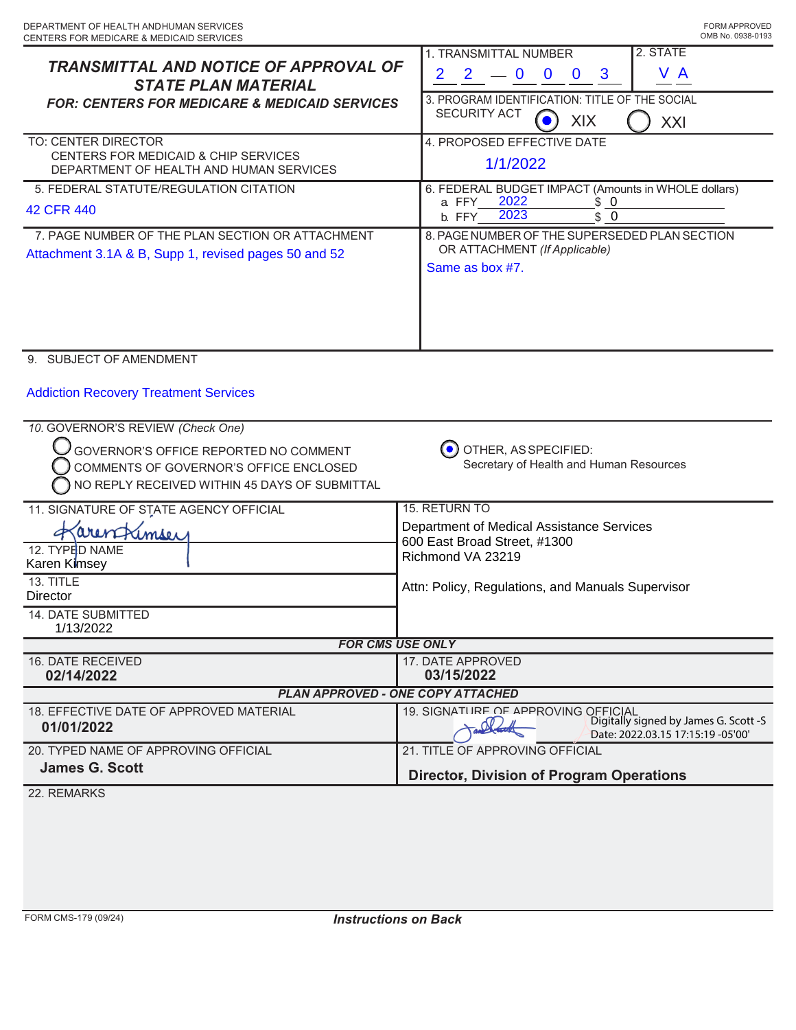DEPARTMENT OF HEALTH AND HUMAN SERVICES
CENTERS FOR MEDICARE & MEDICAID SERVICES

FORM APPROVED
OMB No. 0938-0193

# TRANSMITTAL AND NOTICE OF APPROVAL OF STATE PLAN MATERIAL

**FOR: CENTERS FOR MEDICARE & MEDICAID SERVICES**

| | |
|---|---|
| 1. TRANSMITTAL NUMBER: 22 — 003 | 2. STATE: VA |
| 3. PROGRAM IDENTIFICATION: TITLE OF THE SOCIAL SECURITY ACT | (●) XIX ( ) XXI |

TO: CENTER DIRECTOR
CENTERS FOR MEDICAID & CHIP SERVICES
DEPARTMENT OF HEALTH AND HUMAN SERVICES

4. PROPOSED EFFECTIVE DATE
1/1/2022

5. FEDERAL STATUTE/REGULATION CITATION
42 CFR 440

6. FEDERAL BUDGET IMPACT (Amounts in WHOLE dollars)
a. FFY 2022 $ 0
b. FFY 2023 $ 0

7. PAGE NUMBER OF THE PLAN SECTION OR ATTACHMENT
Attachment 3.1A & B, Supp 1, revised pages 50 and 52

8. PAGE NUMBER OF THE SUPERSEDED PLAN SECTION OR ATTACHMENT (If Applicable)
Same as box #7.

9. SUBJECT OF AMENDMENT

Addiction Recovery Treatment Services

10. GOVERNOR'S REVIEW (Check One)

- ( ) GOVERNOR'S OFFICE REPORTED NO COMMENT
- ( ) COMMENTS OF GOVERNOR'S OFFICE ENCLOSED
- ( ) NO REPLY RECEIVED WITHIN 45 DAYS OF SUBMITTAL
- (●) OTHER, AS SPECIFIED: Secretary of Health and Human Resources

11. SIGNATURE OF STATE AGENCY OFFICIAL
Karen Kimsey

12. TYPED NAME
Karen Kimsey

13. TITLE
Director

14. DATE SUBMITTED
1/13/2022

15. RETURN TO
Department of Medical Assistance Services
600 East Broad Street, #1300
Richmond VA 23219

Attn: Policy, Regulations, and Manuals Supervisor

**FOR CMS USE ONLY**

| | |
|---|---|
| 16. DATE RECEIVED: **02/14/2022** | 17. DATE APPROVED: **03/15/2022** |

**PLAN APPROVED - ONE COPY ATTACHED**

| | |
|---|---|
| 18. EFFECTIVE DATE OF APPROVED MATERIAL: **01/01/2022** | 19. SIGNATURE OF APPROVING OFFICIAL: Digitally signed by James G. Scott -S Date: 2022.03.15 17:15:19 -05'00' |
| 20. TYPED NAME OF APPROVING OFFICIAL: **James G. Scott** | 21. TITLE OF APPROVING OFFICIAL: **Director, Division of Program Operations** |

22. REMARKS

FORM CMS-179 (09/24)

*Instructions on Back*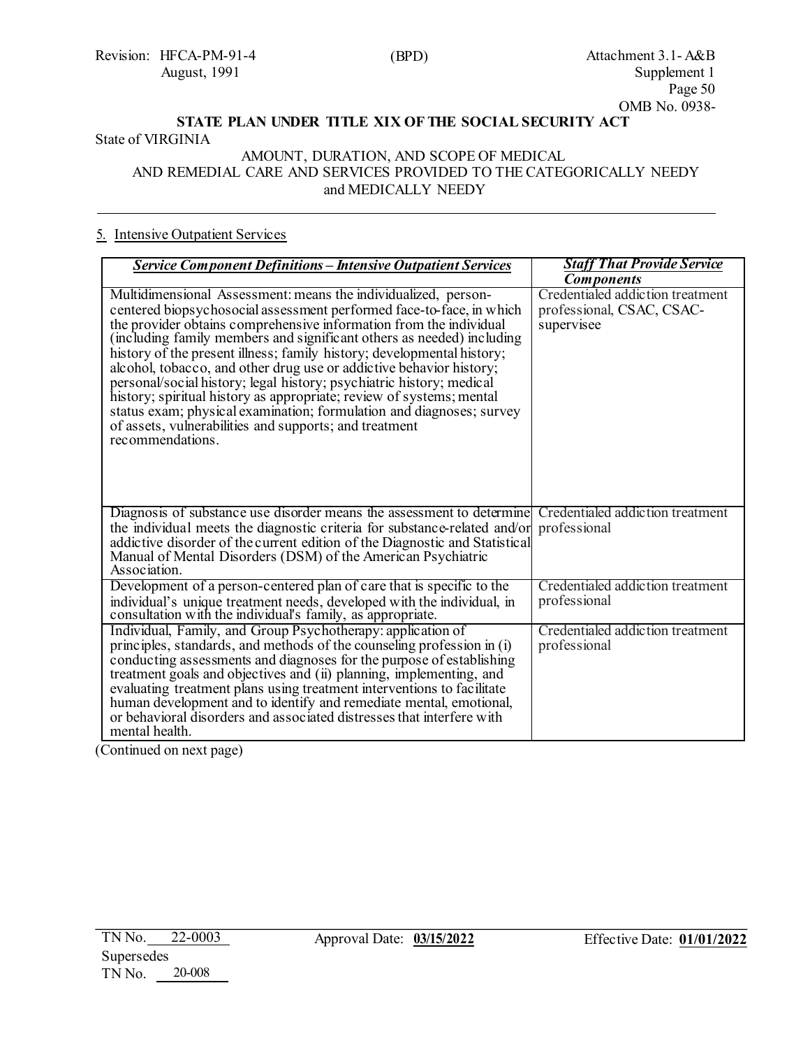STATE PLAN UNDER TITLE XIX OF THE SOCIAL SECURITY ACT

State of VIRGINIA

AMOUNT, DURATION, AND SCOPE OF MEDICAL AND REMEDIAL CARE AND SERVICES PROVIDED TO THE CATEGORICALLY NEEDY and MEDICALLY NEEDY

5. Intensive Outpatient Services

| ***Service Component Definitions – Intensive Outpatient Services*** | ***Staff That Provide Service Components*** |
|---|---|
| Multidimensional Assessment: means the individualized, person-centered biopsychosocial assessment performed face-to-face, in which the provider obtains comprehensive information from the individual (including family members and significant others as needed) including history of the present illness; family history; developmental history; alcohol, tobacco, and other drug use or addictive behavior history; personal/social history; legal history; psychiatric history; medical history; spiritual history as appropriate; review of systems; mental status exam; physical examination; formulation and diagnoses; survey of assets, vulnerabilities and supports; and treatment recommendations. | Credentialed addiction treatment professional, CSAC, CSAC-supervisee |
| Diagnosis of substance use disorder means the assessment to determine the individual meets the diagnostic criteria for substance-related and/or addictive disorder of the current edition of the Diagnostic and Statistical Manual of Mental Disorders (DSM) of the American Psychiatric Association. | Credentialed addiction treatment professional |
| Development of a person-centered plan of care that is specific to the individual's unique treatment needs, developed with the individual, in consultation with the individual's family, as appropriate. | Credentialed addiction treatment professional |
| Individual, Family, and Group Psychotherapy: application of principles, standards, and methods of the counseling profession in (i) conducting assessments and diagnoses for the purpose of establishing treatment goals and objectives and (ii) planning, implementing, and evaluating treatment plans using treatment interventions to facilitate human development and to identify and remediate mental, emotional, or behavioral disorders and associated distresses that interfere with mental health. | Credentialed addiction treatment professional |

(Continued on next page)

TN No. 22-0003 Approval Date: **03/15/2022** Effective Date: **01/01/2022**
Supersedes
TN No. 20-008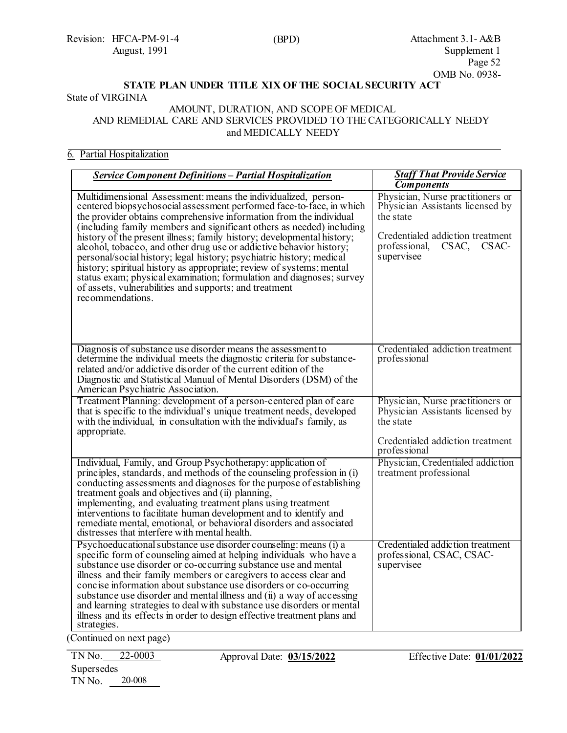Revision: HFCA-PM-91-4 (BPD) Attachment 3.1- A&B
August, 1991 Supplement 1
Page 52
OMB No. 0938-

**STATE PLAN UNDER TITLE XIX OF THE SOCIAL SECURITY ACT**

State of VIRGINIA

AMOUNT, DURATION, AND SCOPE OF MEDICAL AND REMEDIAL CARE AND SERVICES PROVIDED TO THE CATEGORICALLY NEEDY and MEDICALLY NEEDY

6. Partial Hospitalization

| ***Service Component Definitions – Partial Hospitalization*** | ***Staff That Provide Service Components*** |
|---|---|
| Multidimensional Assessment: means the individualized, person-centered biopsychosocial assessment performed face-to-face, in which the provider obtains comprehensive information from the individual (including family members and significant others as needed) including history of the present illness; family history; developmental history; alcohol, tobacco, and other drug use or addictive behavior history; personal/social history; legal history; psychiatric history; medical history; spiritual history as appropriate; review of systems; mental status exam; physical examination; formulation and diagnoses; survey of assets, vulnerabilities and supports; and treatment recommendations. | Physician, Nurse practitioners or Physician Assistants licensed by the state<br><br>Credentialed addiction treatment professional, CSAC, CSAC-supervisee |
| Diagnosis of substance use disorder means the assessment to determine the individual meets the diagnostic criteria for substance-related and/or addictive disorder of the current edition of the Diagnostic and Statistical Manual of Mental Disorders (DSM) of the American Psychiatric Association. | Credentialed addiction treatment professional |
| Treatment Planning: development of a person-centered plan of care that is specific to the individual's unique treatment needs, developed with the individual, in consultation with the individual's family, as appropriate. | Physician, Nurse practitioners or Physician Assistants licensed by the state<br><br>Credentialed addiction treatment professional |
| Individual, Family, and Group Psychotherapy: application of principles, standards, and methods of the counseling profession in (i) conducting assessments and diagnoses for the purpose of establishing treatment goals and objectives and (ii) planning, implementing, and evaluating treatment plans using treatment interventions to facilitate human development and to identify and remediate mental, emotional, or behavioral disorders and associated distresses that interfere with mental health. | Physician, Credentialed addiction treatment professional |
| Psychoeducational substance use disorder counseling: means (i) a specific form of counseling aimed at helping individuals who have a substance use disorder or co-occurring substance use and mental illness and their family members or caregivers to access clear and concise information about substance use disorders or co-occurring substance use disorder and mental illness and (ii) a way of accessing and learning strategies to deal with substance use disorders or mental illness and its effects in order to design effective treatment plans and strategies. | Credentialed addiction treatment professional, CSAC, CSAC-supervisee |

(Continued on next page)

TN No. 22-0003 Approval Date: **03/15/2022** Effective Date: **01/01/2022**
Supersedes
TN No. 20-008